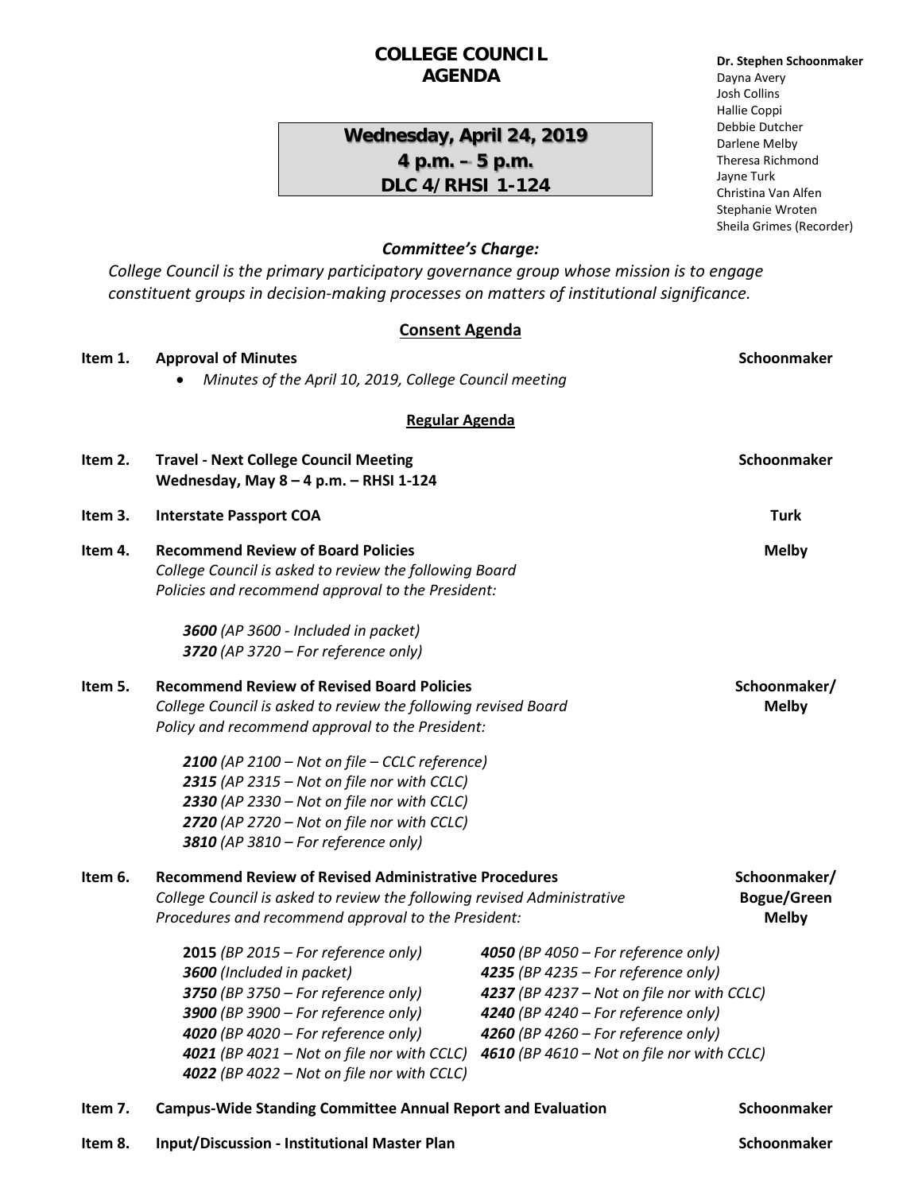# COLLEGE COUNCIL AGENDA

**Wednesday, April 24, 2019**
**4 p.m. – 5 p.m.**
**DLC 4/RHSI 1-124**

**Dr. Stephen Schoonmaker**
Dayna Avery
Josh Collins
Hallie Coppi
Debbie Dutcher
Darlene Melby
Theresa Richmond
Jayne Turk
Christina Van Alfen
Stephanie Wroten
Sheila Grimes (Recorder)

### *Committee's Charge:*

*College Council is the primary participatory governance group whose mission is to engage constituent groups in decision-making processes on matters of institutional significance.*

## Consent Agenda

**Item 1. Approval of Minutes** — **Schoonmaker**

- *Minutes of the April 10, 2019, College Council meeting*

## Regular Agenda

**Item 2. Travel - Next College Council Meeting** — **Schoonmaker**
**Wednesday, May 8 – 4 p.m. – RHSI 1-124**

**Item 3. Interstate Passport COA** — **Turk**

**Item 4. Recommend Review of Board Policies** — **Melby**
*College Council is asked to review the following Board Policies and recommend approval to the President:*

***3600*** *(AP 3600 - Included in packet)*
***3720*** *(AP 3720 – For reference only)*

**Item 5. Recommend Review of Revised Board Policies** — **Schoonmaker/ Melby**
*College Council is asked to review the following revised Board Policy and recommend approval to the President:*

***2100*** *(AP 2100 – Not on file – CCLC reference)*
***2315*** *(AP 2315 – Not on file nor with CCLC)*
***2330*** *(AP 2330 – Not on file nor with CCLC)*
***2720*** *(AP 2720 – Not on file nor with CCLC)*
***3810*** *(AP 3810 – For reference only)*

**Item 6. Recommend Review of Revised Administrative Procedures** — **Schoonmaker/ Bogue/Green Melby**
*College Council is asked to review the following revised Administrative Procedures and recommend approval to the President:*

**2015** *(BP 2015 – For reference only)*
***3600*** *(Included in packet)*
***3750*** *(BP 3750 – For reference only)*
***3900*** *(BP 3900 – For reference only)*
***4020*** *(BP 4020 – For reference only)*
***4021*** *(BP 4021 – Not on file nor with CCLC)*
***4022*** *(BP 4022 – Not on file nor with CCLC)*
***4050*** *(BP 4050 – For reference only)*
***4235*** *(BP 4235 – For reference only)*
***4237*** *(BP 4237 – Not on file nor with CCLC)*
***4240*** *(BP 4240 – For reference only)*
***4260*** *(BP 4260 – For reference only)*
***4610*** *(BP 4610 – Not on file nor with CCLC)*

**Item 7. Campus-Wide Standing Committee Annual Report and Evaluation** — **Schoonmaker**

**Item 8. Input/Discussion - Institutional Master Plan** — **Schoonmaker**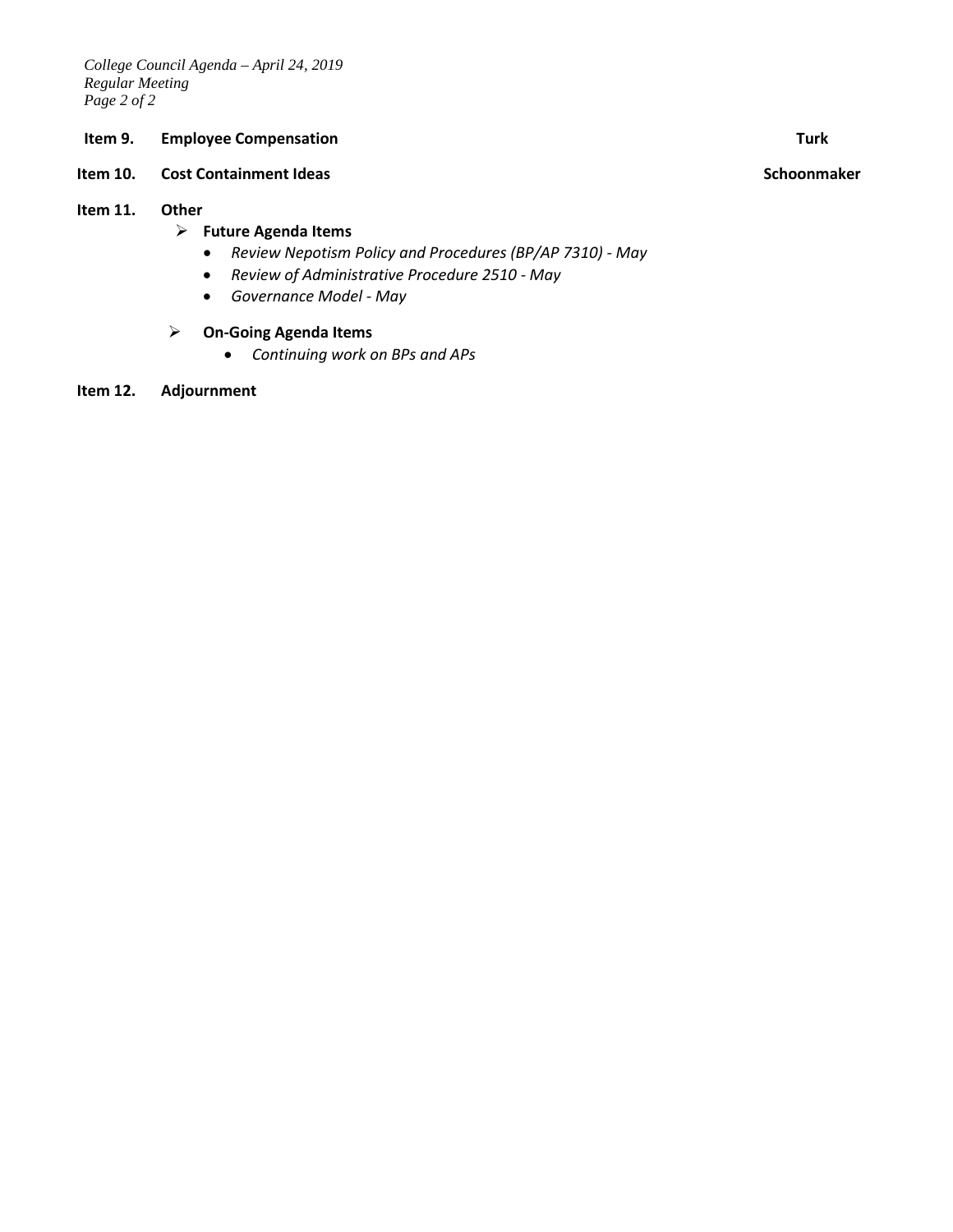**Item 9. Employee Compensation** — **Turk**

**Item 10. Cost Containment Ideas** — **Schoonmaker**

**Item 11. Other**

- **Future Agenda Items**
  - *Review Nepotism Policy and Procedures (BP/AP 7310) - May*
  - *Review of Administrative Procedure 2510 - May*
  - *Governance Model - May*

- **On-Going Agenda Items**
  - *Continuing work on BPs and APs*

**Item 12. Adjournment**